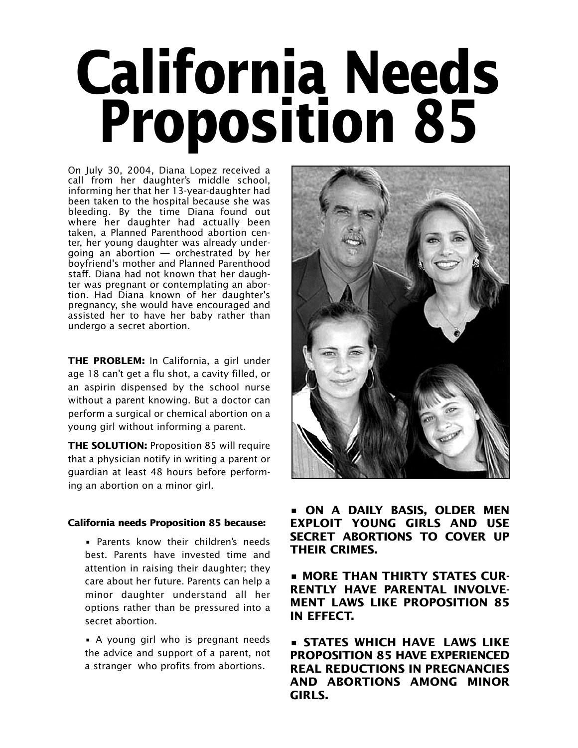# California Needs Proposition 85

On July 30, 2004, Diana Lopez received a call from her daughter's middle school, informing her that her 13-year-daughter had been taken to the hospital because she was bleeding. By the time Diana found out where her daughter had actually been taken, a Planned Parenthood abortion center, her young daughter was already undergoing an abortion — orchestrated by her boyfriend's mother and Planned Parenthood staff. Diana had not known that her daughter was pregnant or contemplating an abortion. Had Diana known of her daughter's pregnancy, she would have encouraged and assisted her to have her baby rather than undergo a secret abortion.

**THE PROBLEM:** In California, a girl under age 18 can't get a flu shot, a cavity filled, or an aspirin dispensed by the school nurse without a parent knowing. But a doctor can perform a surgical or chemical abortion on a young girl without informing a parent.

**THE SOLUTION:** Proposition 85 will require that a physician notify in writing a parent or guardian at least 48 hours before performing an abortion on a minor girl.

**California needs Proposition 85 because:**

- Parents know their children's needs best. Parents have invested time and attention in raising their daughter; they care about her future. Parents can help a minor daughter understand all her options rather than be pressured into a secret abortion.
- A young girl who is pregnant needs the advice and support of a parent, not a stranger who profits from abortions.

- **ON A DAILY BASIS, OLDER MEN EXPLOIT YOUNG GIRLS AND USE SECRET ABORTIONS TO COVER UP THEIR CRIMES.**
- **MORE THAN THIRTY STATES CURRENTLY HAVE PARENTAL INVOLVEMENT LAWS LIKE PROPOSITION 85 IN EFFECT.**
- **STATES WHICH HAVE LAWS LIKE PROPOSITION 85 HAVE EXPERIENCED REAL REDUCTIONS IN PREGNANCIES AND ABORTIONS AMONG MINOR GIRLS.**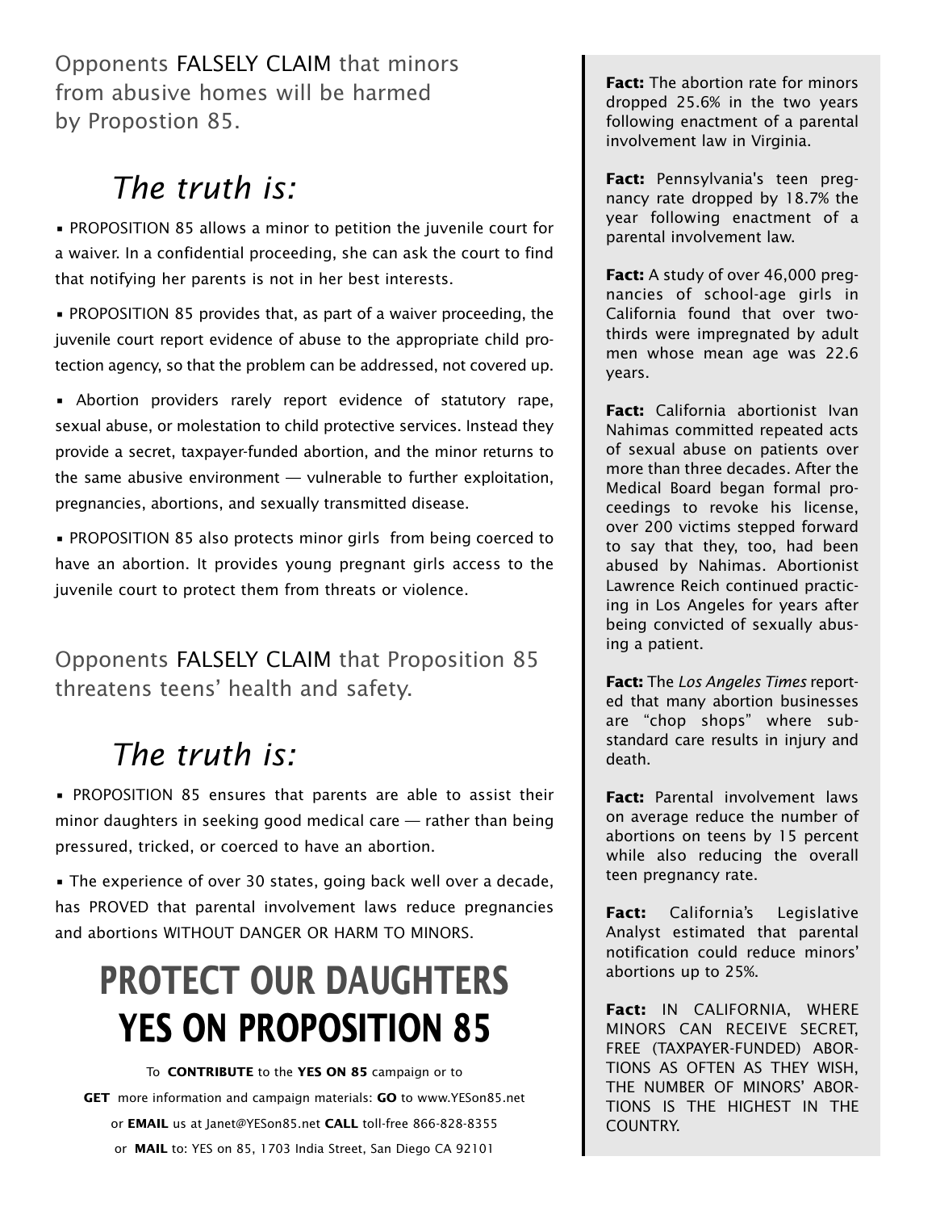Opponents FALSELY CLAIM that minors from abusive homes will be harmed by Propostion 85.

## *The truth is:*

- PROPOSITION 85 allows a minor to petition the juvenile court for a waiver. In a confidential proceeding, she can ask the court to find that notifying her parents is not in her best interests.
- PROPOSITION 85 provides that, as part of a waiver proceeding, the juvenile court report evidence of abuse to the appropriate child protection agency, so that the problem can be addressed, not covered up.
- Abortion providers rarely report evidence of statutory rape, sexual abuse, or molestation to child protective services. Instead they provide a secret, taxpayer-funded abortion, and the minor returns to the same abusive environment — vulnerable to further exploitation, pregnancies, abortions, and sexually transmitted disease.
- PROPOSITION 85 also protects minor girls from being coerced to have an abortion. It provides young pregnant girls access to the juvenile court to protect them from threats or violence.

Opponents FALSELY CLAIM that Proposition 85 threatens teens' health and safety.

## *The truth is:*

- PROPOSITION 85 ensures that parents are able to assist their minor daughters in seeking good medical care — rather than being pressured, tricked, or coerced to have an abortion.
- The experience of over 30 states, going back well over a decade, has PROVED that parental involvement laws reduce pregnancies and abortions WITHOUT DANGER OR HARM TO MINORS.

# PROTECT OUR DAUGHTERS
# YES ON PROPOSITION 85

To **CONTRIBUTE** to the **YES ON 85** campaign or to **GET** more information and campaign materials: **GO** to www.YESon85.net or **EMAIL** us at Janet@YESon85.net **CALL** toll-free 866-828-8355 or **MAIL** to: YES on 85, 1703 India Street, San Diego CA 92101

**Fact:** The abortion rate for minors dropped 25.6% in the two years following enactment of a parental involvement law in Virginia.

**Fact:** Pennsylvania's teen pregnancy rate dropped by 18.7% the year following enactment of a parental involvement law.

**Fact:** A study of over 46,000 pregnancies of school-age girls in California found that over two-thirds were impregnated by adult men whose mean age was 22.6 years.

**Fact:** California abortionist Ivan Nahimas committed repeated acts of sexual abuse on patients over more than three decades. After the Medical Board began formal proceedings to revoke his license, over 200 victims stepped forward to say that they, too, had been abused by Nahimas. Abortionist Lawrence Reich continued practicing in Los Angeles for years after being convicted of sexually abusing a patient.

**Fact:** The *Los Angeles Times* reported that many abortion businesses are "chop shops" where substandard care results in injury and death.

**Fact:** Parental involvement laws on average reduce the number of abortions on teens by 15 percent while also reducing the overall teen pregnancy rate.

**Fact:** California's Legislative Analyst estimated that parental notification could reduce minors' abortions up to 25%.

**Fact:** IN CALIFORNIA, WHERE MINORS CAN RECEIVE SECRET, FREE (TAXPAYER-FUNDED) ABORTIONS AS OFTEN AS THEY WISH, THE NUMBER OF MINORS' ABORTIONS IS THE HIGHEST IN THE COUNTRY.